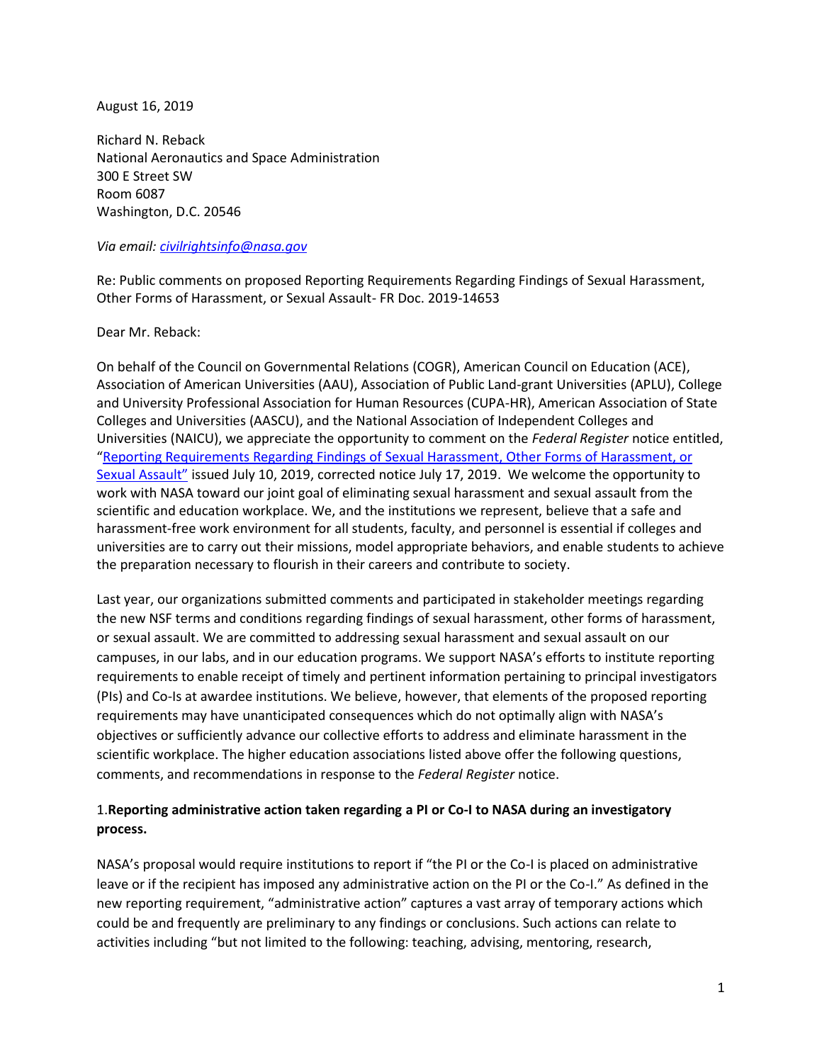August 16, 2019

Richard N. Reback
National Aeronautics and Space Administration
300 E Street SW
Room 6087
Washington, D.C. 20546

*Via email: [civilrightsinfo@nasa.gov](mailto:civilrightsinfo@nasa.gov)*

Re: Public comments on proposed Reporting Requirements Regarding Findings of Sexual Harassment, Other Forms of Harassment, or Sexual Assault- FR Doc. 2019-14653

Dear Mr. Reback:

On behalf of the Council on Governmental Relations (COGR), American Council on Education (ACE), Association of American Universities (AAU), Association of Public Land-grant Universities (APLU), College and University Professional Association for Human Resources (CUPA-HR), American Association of State Colleges and Universities (AASCU), and the National Association of Independent Colleges and Universities (NAICU), we appreciate the opportunity to comment on the *Federal Register* notice entitled, "Reporting Requirements Regarding Findings of Sexual Harassment, Other Forms of Harassment, or Sexual Assault" issued July 10, 2019, corrected notice July 17, 2019. We welcome the opportunity to work with NASA toward our joint goal of eliminating sexual harassment and sexual assault from the scientific and education workplace. We, and the institutions we represent, believe that a safe and harassment-free work environment for all students, faculty, and personnel is essential if colleges and universities are to carry out their missions, model appropriate behaviors, and enable students to achieve the preparation necessary to flourish in their careers and contribute to society.

Last year, our organizations submitted comments and participated in stakeholder meetings regarding the new NSF terms and conditions regarding findings of sexual harassment, other forms of harassment, or sexual assault. We are committed to addressing sexual harassment and sexual assault on our campuses, in our labs, and in our education programs. We support NASA's efforts to institute reporting requirements to enable receipt of timely and pertinent information pertaining to principal investigators (PIs) and Co-Is at awardee institutions. We believe, however, that elements of the proposed reporting requirements may have unanticipated consequences which do not optimally align with NASA's objectives or sufficiently advance our collective efforts to address and eliminate harassment in the scientific workplace. The higher education associations listed above offer the following questions, comments, and recommendations in response to the *Federal Register* notice.

1. **Reporting administrative action taken regarding a PI or Co-I to NASA during an investigatory process.**

NASA's proposal would require institutions to report if "the PI or the Co-I is placed on administrative leave or if the recipient has imposed any administrative action on the PI or the Co-I." As defined in the new reporting requirement, "administrative action" captures a vast array of temporary actions which could be and frequently are preliminary to any findings or conclusions. Such actions can relate to activities including "but not limited to the following: teaching, advising, mentoring, research,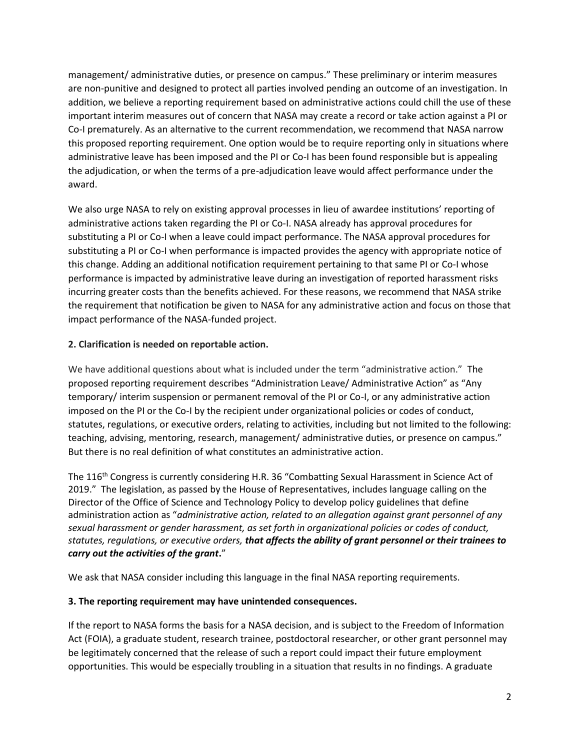management/ administrative duties, or presence on campus." These preliminary or interim measures are non-punitive and designed to protect all parties involved pending an outcome of an investigation. In addition, we believe a reporting requirement based on administrative actions could chill the use of these important interim measures out of concern that NASA may create a record or take action against a PI or Co-I prematurely. As an alternative to the current recommendation, we recommend that NASA narrow this proposed reporting requirement. One option would be to require reporting only in situations where administrative leave has been imposed and the PI or Co-I has been found responsible but is appealing the adjudication, or when the terms of a pre-adjudication leave would affect performance under the award.

We also urge NASA to rely on existing approval processes in lieu of awardee institutions' reporting of administrative actions taken regarding the PI or Co-I. NASA already has approval procedures for substituting a PI or Co-I when a leave could impact performance. The NASA approval procedures for substituting a PI or Co-I when performance is impacted provides the agency with appropriate notice of this change. Adding an additional notification requirement pertaining to that same PI or Co-I whose performance is impacted by administrative leave during an investigation of reported harassment risks incurring greater costs than the benefits achieved. For these reasons, we recommend that NASA strike the requirement that notification be given to NASA for any administrative action and focus on those that impact performance of the NASA-funded project.

**2. Clarification is needed on reportable action.**

We have additional questions about what is included under the term "administrative action." The proposed reporting requirement describes "Administration Leave/ Administrative Action" as "Any temporary/ interim suspension or permanent removal of the PI or Co-I, or any administrative action imposed on the PI or the Co-I by the recipient under organizational policies or codes of conduct, statutes, regulations, or executive orders, relating to activities, including but not limited to the following: teaching, advising, mentoring, research, management/ administrative duties, or presence on campus." But there is no real definition of what constitutes an administrative action.

The 116th Congress is currently considering H.R. 36 "Combatting Sexual Harassment in Science Act of 2019." The legislation, as passed by the House of Representatives, includes language calling on the Director of the Office of Science and Technology Policy to develop policy guidelines that define administration action as "*administrative action, related to an allegation against grant personnel of any sexual harassment or gender harassment, as set forth in organizational policies or codes of conduct, statutes, regulations, or executive orders, **that affects the ability of grant personnel or their trainees to carry out the activities of the grant***."

We ask that NASA consider including this language in the final NASA reporting requirements.

**3. The reporting requirement may have unintended consequences.**

If the report to NASA forms the basis for a NASA decision, and is subject to the Freedom of Information Act (FOIA), a graduate student, research trainee, postdoctoral researcher, or other grant personnel may be legitimately concerned that the release of such a report could impact their future employment opportunities. This would be especially troubling in a situation that results in no findings. A graduate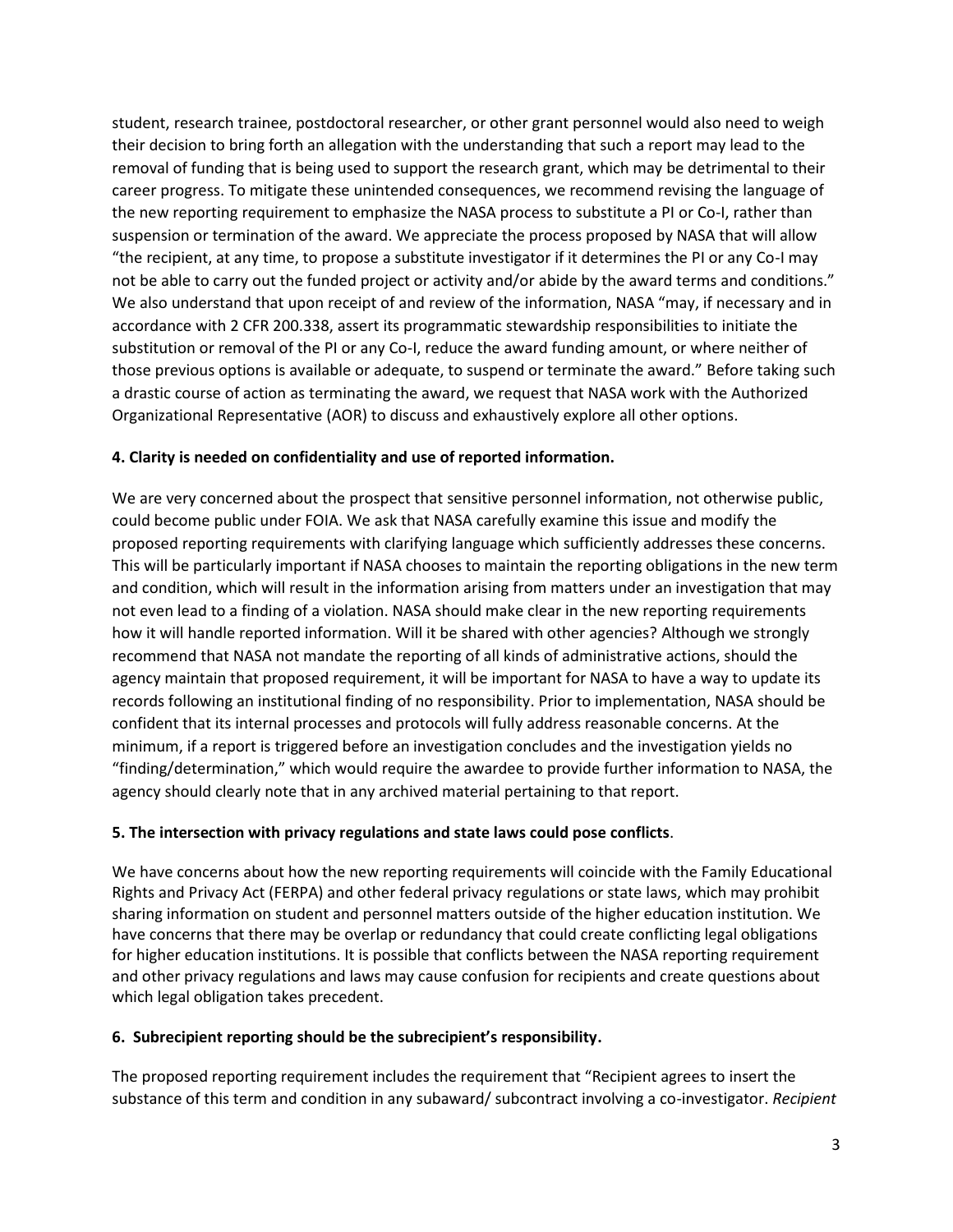student, research trainee, postdoctoral researcher, or other grant personnel would also need to weigh their decision to bring forth an allegation with the understanding that such a report may lead to the removal of funding that is being used to support the research grant, which may be detrimental to their career progress. To mitigate these unintended consequences, we recommend revising the language of the new reporting requirement to emphasize the NASA process to substitute a PI or Co-I, rather than suspension or termination of the award. We appreciate the process proposed by NASA that will allow "the recipient, at any time, to propose a substitute investigator if it determines the PI or any Co-I may not be able to carry out the funded project or activity and/or abide by the award terms and conditions." We also understand that upon receipt of and review of the information, NASA "may, if necessary and in accordance with 2 CFR 200.338, assert its programmatic stewardship responsibilities to initiate the substitution or removal of the PI or any Co-I, reduce the award funding amount, or where neither of those previous options is available or adequate, to suspend or terminate the award." Before taking such a drastic course of action as terminating the award, we request that NASA work with the Authorized Organizational Representative (AOR) to discuss and exhaustively explore all other options.

**4. Clarity is needed on confidentiality and use of reported information.**

We are very concerned about the prospect that sensitive personnel information, not otherwise public, could become public under FOIA. We ask that NASA carefully examine this issue and modify the proposed reporting requirements with clarifying language which sufficiently addresses these concerns. This will be particularly important if NASA chooses to maintain the reporting obligations in the new term and condition, which will result in the information arising from matters under an investigation that may not even lead to a finding of a violation. NASA should make clear in the new reporting requirements how it will handle reported information. Will it be shared with other agencies? Although we strongly recommend that NASA not mandate the reporting of all kinds of administrative actions, should the agency maintain that proposed requirement, it will be important for NASA to have a way to update its records following an institutional finding of no responsibility. Prior to implementation, NASA should be confident that its internal processes and protocols will fully address reasonable concerns. At the minimum, if a report is triggered before an investigation concludes and the investigation yields no "finding/determination," which would require the awardee to provide further information to NASA, the agency should clearly note that in any archived material pertaining to that report.

**5. The intersection with privacy regulations and state laws could pose conflicts**.

We have concerns about how the new reporting requirements will coincide with the Family Educational Rights and Privacy Act (FERPA) and other federal privacy regulations or state laws, which may prohibit sharing information on student and personnel matters outside of the higher education institution. We have concerns that there may be overlap or redundancy that could create conflicting legal obligations for higher education institutions. It is possible that conflicts between the NASA reporting requirement and other privacy regulations and laws may cause confusion for recipients and create questions about which legal obligation takes precedent.

**6. Subrecipient reporting should be the subrecipient's responsibility.**

The proposed reporting requirement includes the requirement that "Recipient agrees to insert the substance of this term and condition in any subaward/ subcontract involving a co-investigator. *Recipient*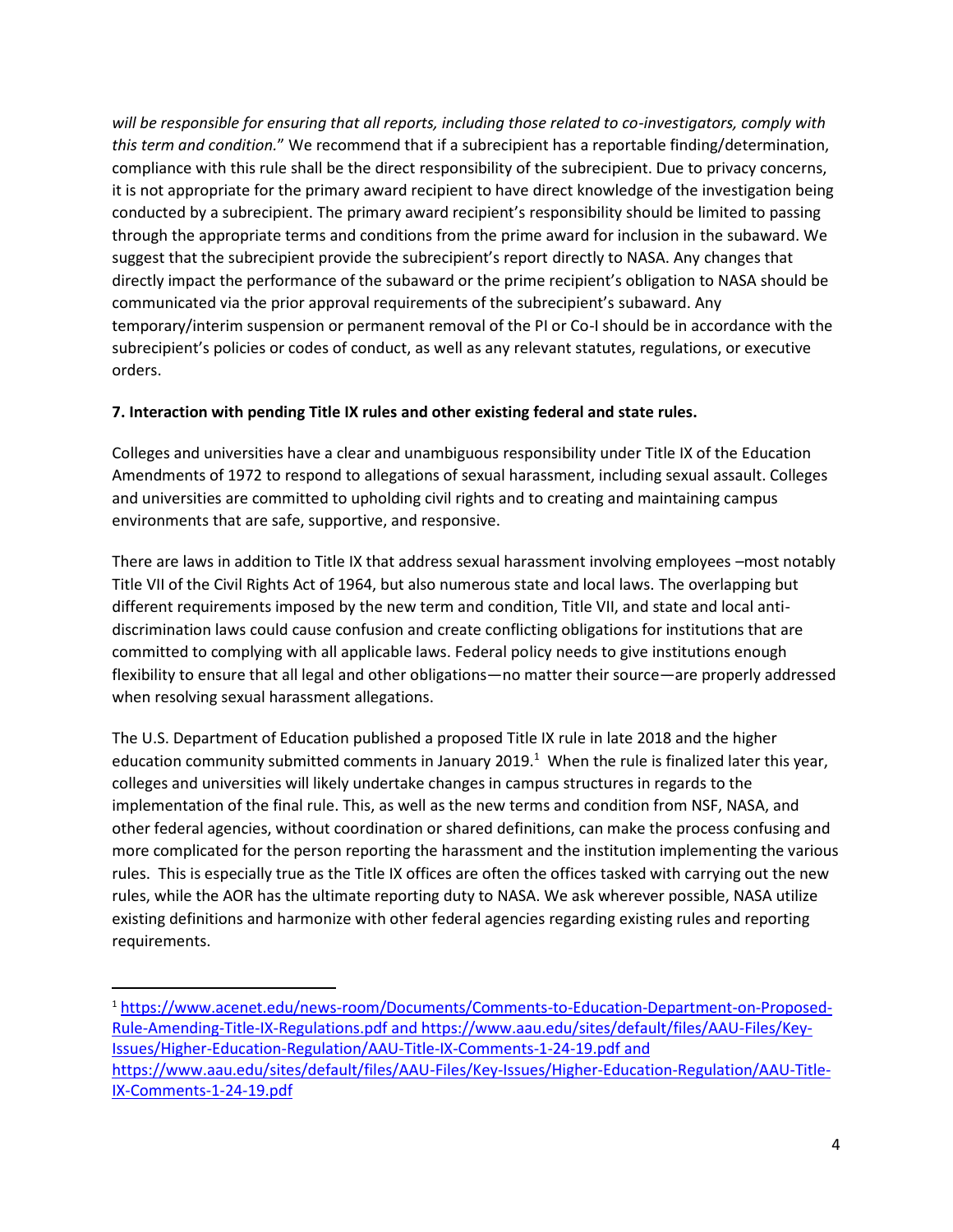*will be responsible for ensuring that all reports, including those related to co-investigators, comply with this term and condition.*" We recommend that if a subrecipient has a reportable finding/determination, compliance with this rule shall be the direct responsibility of the subrecipient. Due to privacy concerns, it is not appropriate for the primary award recipient to have direct knowledge of the investigation being conducted by a subrecipient. The primary award recipient's responsibility should be limited to passing through the appropriate terms and conditions from the prime award for inclusion in the subaward. We suggest that the subrecipient provide the subrecipient's report directly to NASA. Any changes that directly impact the performance of the subaward or the prime recipient's obligation to NASA should be communicated via the prior approval requirements of the subrecipient's subaward. Any temporary/interim suspension or permanent removal of the PI or Co-I should be in accordance with the subrecipient's policies or codes of conduct, as well as any relevant statutes, regulations, or executive orders.

**7. Interaction with pending Title IX rules and other existing federal and state rules.**

Colleges and universities have a clear and unambiguous responsibility under Title IX of the Education Amendments of 1972 to respond to allegations of sexual harassment, including sexual assault. Colleges and universities are committed to upholding civil rights and to creating and maintaining campus environments that are safe, supportive, and responsive.

There are laws in addition to Title IX that address sexual harassment involving employees –most notably Title VII of the Civil Rights Act of 1964, but also numerous state and local laws. The overlapping but different requirements imposed by the new term and condition, Title VII, and state and local anti-discrimination laws could cause confusion and create conflicting obligations for institutions that are committed to complying with all applicable laws. Federal policy needs to give institutions enough flexibility to ensure that all legal and other obligations—no matter their source—are properly addressed when resolving sexual harassment allegations.

The U.S. Department of Education published a proposed Title IX rule in late 2018 and the higher education community submitted comments in January 2019.[1] When the rule is finalized later this year, colleges and universities will likely undertake changes in campus structures in regards to the implementation of the final rule. This, as well as the new terms and condition from NSF, NASA, and other federal agencies, without coordination or shared definitions, can make the process confusing and more complicated for the person reporting the harassment and the institution implementing the various rules. This is especially true as the Title IX offices are often the offices tasked with carrying out the new rules, while the AOR has the ultimate reporting duty to NASA. We ask wherever possible, NASA utilize existing definitions and harmonize with other federal agencies regarding existing rules and reporting requirements.

---

[1] https://www.acenet.edu/news-room/Documents/Comments-to-Education-Department-on-Proposed-Rule-Amending-Title-IX-Regulations.pdf and https://www.aau.edu/sites/default/files/AAU-Files/Key-Issues/Higher-Education-Regulation/AAU-Title-IX-Comments-1-24-19.pdf and https://www.aau.edu/sites/default/files/AAU-Files/Key-Issues/Higher-Education-Regulation/AAU-Title-IX-Comments-1-24-19.pdf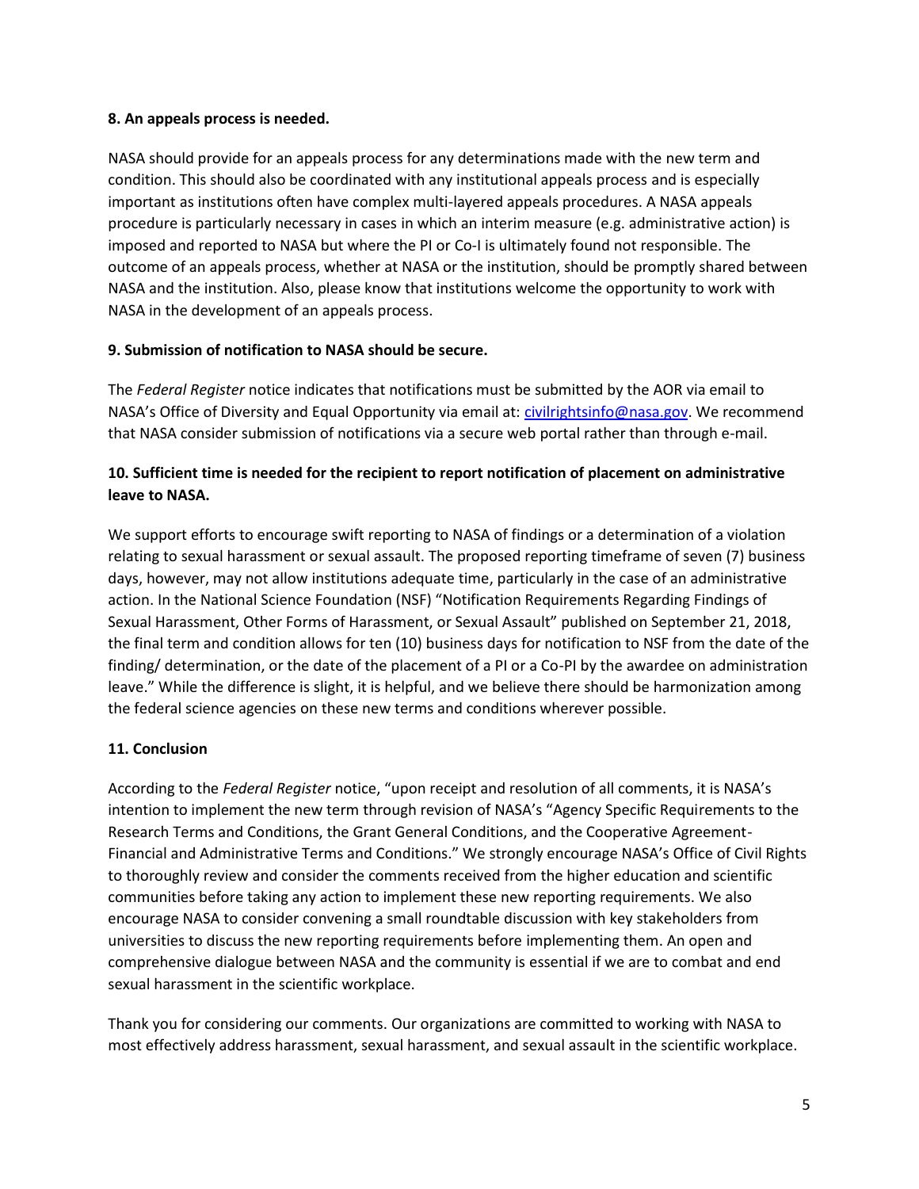**8. An appeals process is needed.**

NASA should provide for an appeals process for any determinations made with the new term and condition. This should also be coordinated with any institutional appeals process and is especially important as institutions often have complex multi-layered appeals procedures. A NASA appeals procedure is particularly necessary in cases in which an interim measure (e.g. administrative action) is imposed and reported to NASA but where the PI or Co-I is ultimately found not responsible. The outcome of an appeals process, whether at NASA or the institution, should be promptly shared between NASA and the institution. Also, please know that institutions welcome the opportunity to work with NASA in the development of an appeals process.

**9. Submission of notification to NASA should be secure.**

The *Federal Register* notice indicates that notifications must be submitted by the AOR via email to NASA's Office of Diversity and Equal Opportunity via email at: civilrightsinfo@nasa.gov. We recommend that NASA consider submission of notifications via a secure web portal rather than through e-mail.

**10. Sufficient time is needed for the recipient to report notification of placement on administrative leave to NASA.**

We support efforts to encourage swift reporting to NASA of findings or a determination of a violation relating to sexual harassment or sexual assault. The proposed reporting timeframe of seven (7) business days, however, may not allow institutions adequate time, particularly in the case of an administrative action. In the National Science Foundation (NSF) "Notification Requirements Regarding Findings of Sexual Harassment, Other Forms of Harassment, or Sexual Assault" published on September 21, 2018, the final term and condition allows for ten (10) business days for notification to NSF from the date of the finding/ determination, or the date of the placement of a PI or a Co-PI by the awardee on administration leave." While the difference is slight, it is helpful, and we believe there should be harmonization among the federal science agencies on these new terms and conditions wherever possible.

**11. Conclusion**

According to the *Federal Register* notice, "upon receipt and resolution of all comments, it is NASA's intention to implement the new term through revision of NASA's "Agency Specific Requirements to the Research Terms and Conditions, the Grant General Conditions, and the Cooperative Agreement-Financial and Administrative Terms and Conditions." We strongly encourage NASA's Office of Civil Rights to thoroughly review and consider the comments received from the higher education and scientific communities before taking any action to implement these new reporting requirements. We also encourage NASA to consider convening a small roundtable discussion with key stakeholders from universities to discuss the new reporting requirements before implementing them. An open and comprehensive dialogue between NASA and the community is essential if we are to combat and end sexual harassment in the scientific workplace.

Thank you for considering our comments. Our organizations are committed to working with NASA to most effectively address harassment, sexual harassment, and sexual assault in the scientific workplace.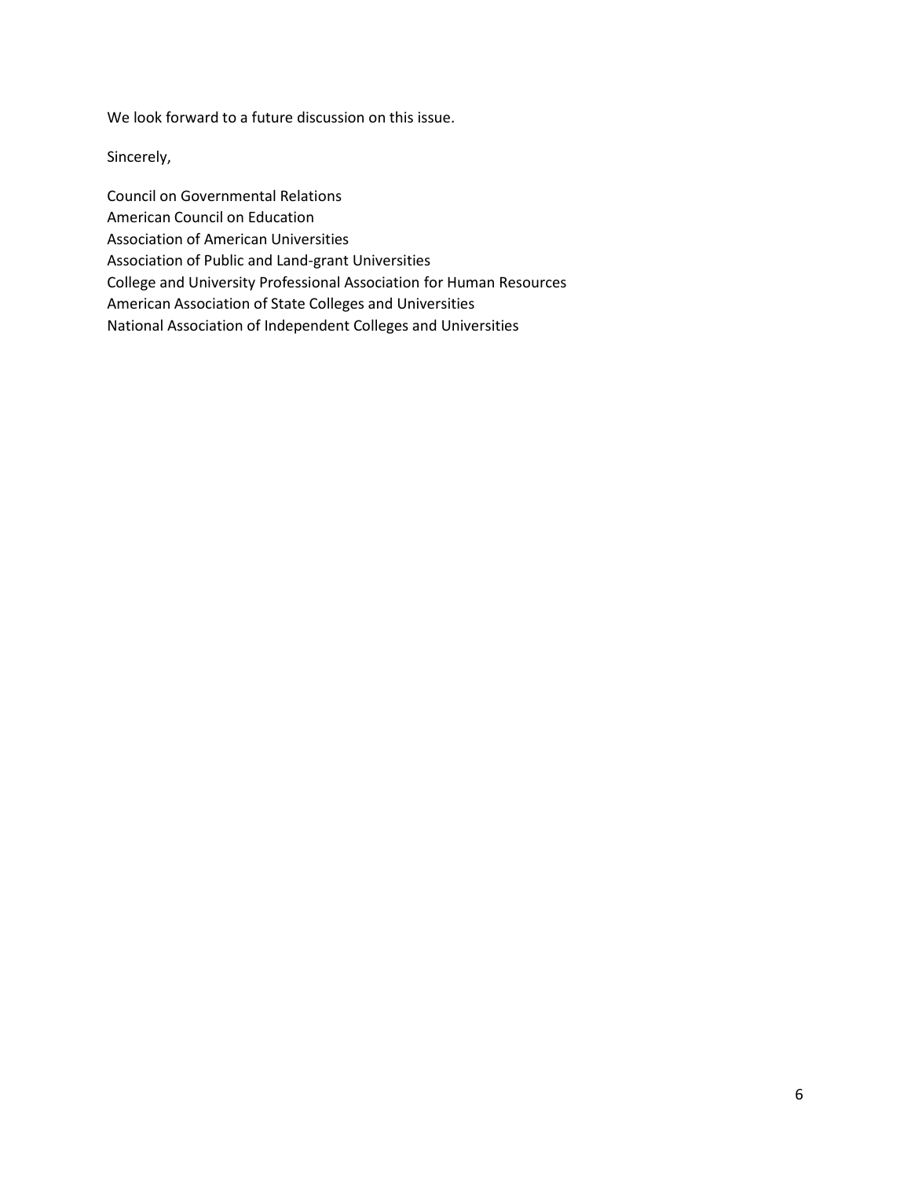We look forward to a future discussion on this issue.

Sincerely,

Council on Governmental Relations
American Council on Education
Association of American Universities
Association of Public and Land-grant Universities
College and University Professional Association for Human Resources
American Association of State Colleges and Universities
National Association of Independent Colleges and Universities